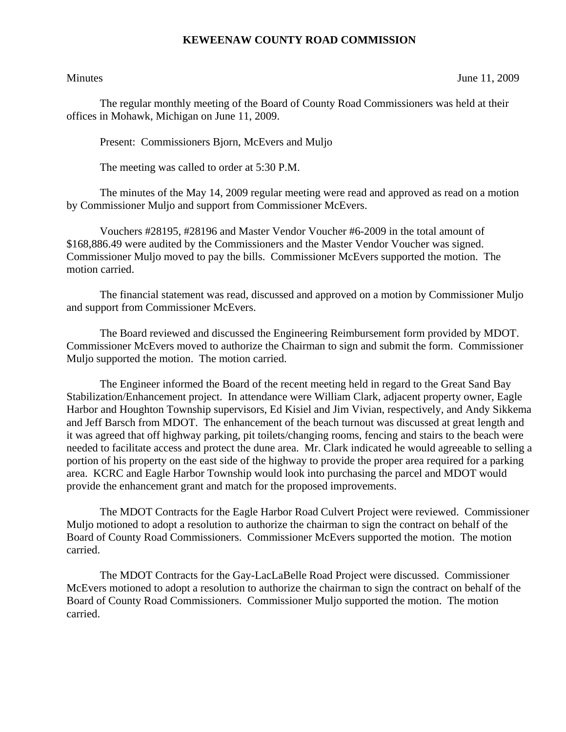# KEWEENAW COUNTY ROAD COMMISSION

Minutes June 11, 2009

The regular monthly meeting of the Board of County Road Commissioners was held at their offices in Mohawk, Michigan on June 11, 2009.

Present: Commissioners Bjorn, McEvers and Muljo

The meeting was called to order at 5:30 P.M.

The minutes of the May 14, 2009 regular meeting were read and approved as read on a motion by Commissioner Muljo and support from Commissioner McEvers.

Vouchers #28195, #28196 and Master Vendor Voucher #6-2009 in the total amount of $168,886.49 were audited by the Commissioners and the Master Vendor Voucher was signed. Commissioner Muljo moved to pay the bills. Commissioner McEvers supported the motion. The motion carried.

The financial statement was read, discussed and approved on a motion by Commissioner Muljo and support from Commissioner McEvers.

The Board reviewed and discussed the Engineering Reimbursement form provided by MDOT. Commissioner McEvers moved to authorize the Chairman to sign and submit the form. Commissioner Muljo supported the motion. The motion carried.

The Engineer informed the Board of the recent meeting held in regard to the Great Sand Bay Stabilization/Enhancement project. In attendance were William Clark, adjacent property owner, Eagle Harbor and Houghton Township supervisors, Ed Kisiel and Jim Vivian, respectively, and Andy Sikkema and Jeff Barsch from MDOT. The enhancement of the beach turnout was discussed at great length and it was agreed that off highway parking, pit toilets/changing rooms, fencing and stairs to the beach were needed to facilitate access and protect the dune area. Mr. Clark indicated he would agreeable to selling a portion of his property on the east side of the highway to provide the proper area required for a parking area. KCRC and Eagle Harbor Township would look into purchasing the parcel and MDOT would provide the enhancement grant and match for the proposed improvements.

The MDOT Contracts for the Eagle Harbor Road Culvert Project were reviewed. Commissioner Muljo motioned to adopt a resolution to authorize the chairman to sign the contract on behalf of the Board of County Road Commissioners. Commissioner McEvers supported the motion. The motion carried.

The MDOT Contracts for the Gay-LacLaBelle Road Project were discussed. Commissioner McEvers motioned to adopt a resolution to authorize the chairman to sign the contract on behalf of the Board of County Road Commissioners. Commissioner Muljo supported the motion. The motion carried.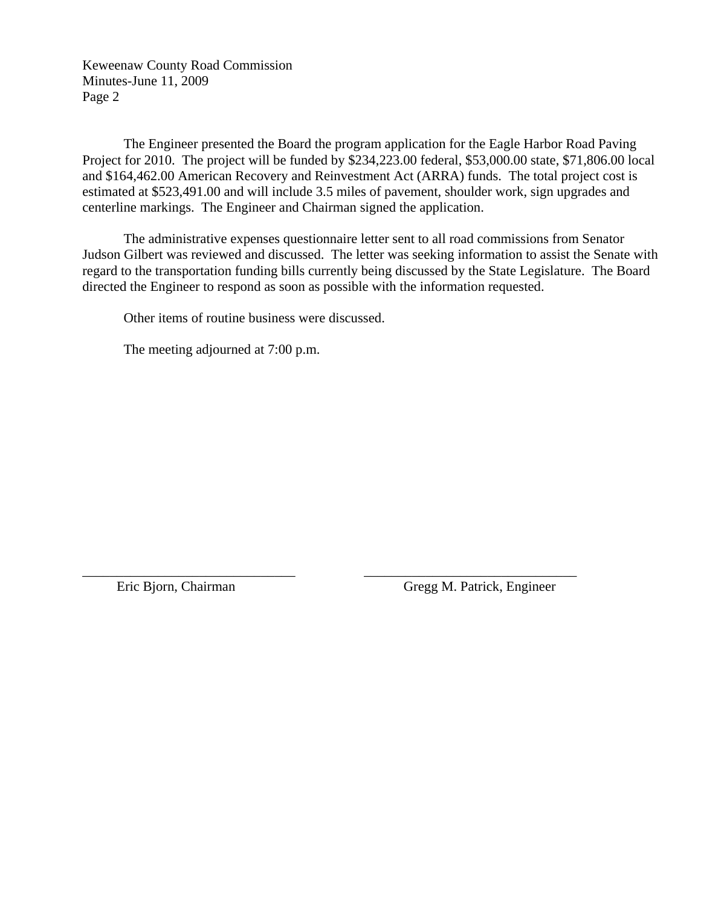The Engineer presented the Board the program application for the Eagle Harbor Road Paving Project for 2010. The project will be funded by $234,223.00 federal, $53,000.00 state, $71,806.00 local and $164,462.00 American Recovery and Reinvestment Act (ARRA) funds. The total project cost is estimated at $523,491.00 and will include 3.5 miles of pavement, shoulder work, sign upgrades and centerline markings. The Engineer and Chairman signed the application.

The administrative expenses questionnaire letter sent to all road commissions from Senator Judson Gilbert was reviewed and discussed. The letter was seeking information to assist the Senate with regard to the transportation funding bills currently being discussed by the State Legislature. The Board directed the Engineer to respond as soon as possible with the information requested.

Other items of routine business were discussed.

The meeting adjourned at 7:00 p.m.

| | |
|---|---|
| _______________________________ | _______________________________ |
| Eric Bjorn, Chairman | Gregg M. Patrick, Engineer |